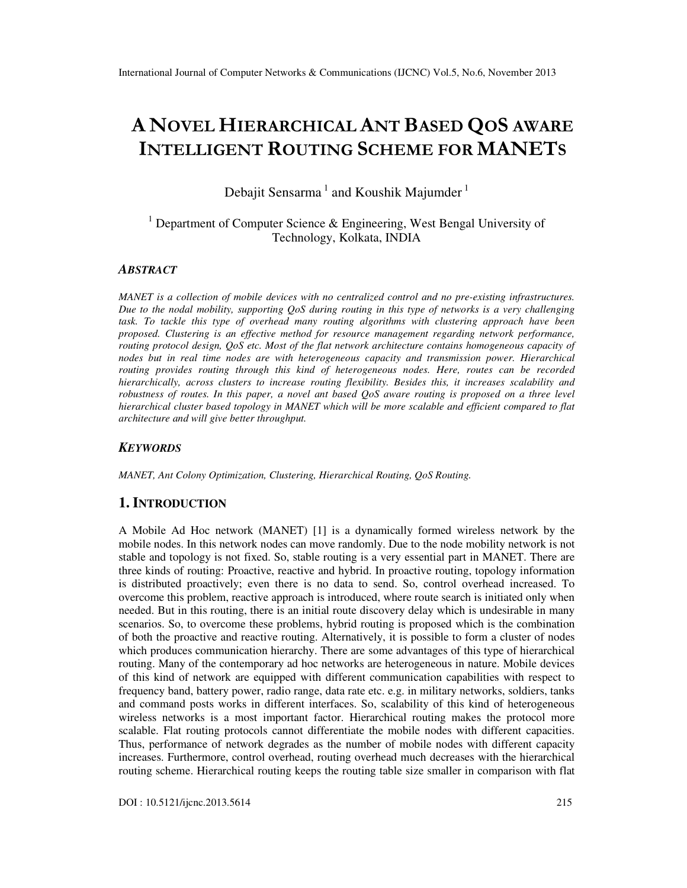# A Novel Hierarchical Ant Based QoS aware Intelligent Routing Scheme for MANETs

Debajit Sensarma [1] and Koushik Majumder [1]

[1] Department of Computer Science & Engineering, West Bengal University of Technology, Kolkata, INDIA

## *Abstract*

*MANET is a collection of mobile devices with no centralized control and no pre-existing infrastructures. Due to the nodal mobility, supporting QoS during routing in this type of networks is a very challenging task. To tackle this type of overhead many routing algorithms with clustering approach have been proposed. Clustering is an effective method for resource management regarding network performance, routing protocol design, QoS etc. Most of the flat network architecture contains homogeneous capacity of nodes but in real time nodes are with heterogeneous capacity and transmission power. Hierarchical routing provides routing through this kind of heterogeneous nodes. Here, routes can be recorded hierarchically, across clusters to increase routing flexibility. Besides this, it increases scalability and robustness of routes. In this paper, a novel ant based QoS aware routing is proposed on a three level hierarchical cluster based topology in MANET which will be more scalable and efficient compared to flat architecture and will give better throughput.*

## *Keywords*

*MANET, Ant Colony Optimization, Clustering, Hierarchical Routing, QoS Routing.*

## 1. Introduction

A Mobile Ad Hoc network (MANET) [1] is a dynamically formed wireless network by the mobile nodes. In this network nodes can move randomly. Due to the node mobility network is not stable and topology is not fixed. So, stable routing is a very essential part in MANET. There are three kinds of routing: Proactive, reactive and hybrid. In proactive routing, topology information is distributed proactively; even there is no data to send. So, control overhead increased. To overcome this problem, reactive approach is introduced, where route search is initiated only when needed. But in this routing, there is an initial route discovery delay which is undesirable in many scenarios. So, to overcome these problems, hybrid routing is proposed which is the combination of both the proactive and reactive routing. Alternatively, it is possible to form a cluster of nodes which produces communication hierarchy. There are some advantages of this type of hierarchical routing. Many of the contemporary ad hoc networks are heterogeneous in nature. Mobile devices of this kind of network are equipped with different communication capabilities with respect to frequency band, battery power, radio range, data rate etc. e.g. in military networks, soldiers, tanks and command posts works in different interfaces. So, scalability of this kind of heterogeneous wireless networks is a most important factor. Hierarchical routing makes the protocol more scalable. Flat routing protocols cannot differentiate the mobile nodes with different capacities. Thus, performance of network degrades as the number of mobile nodes with different capacity increases. Furthermore, control overhead, routing overhead much decreases with the hierarchical routing scheme. Hierarchical routing keeps the routing table size smaller in comparison with flat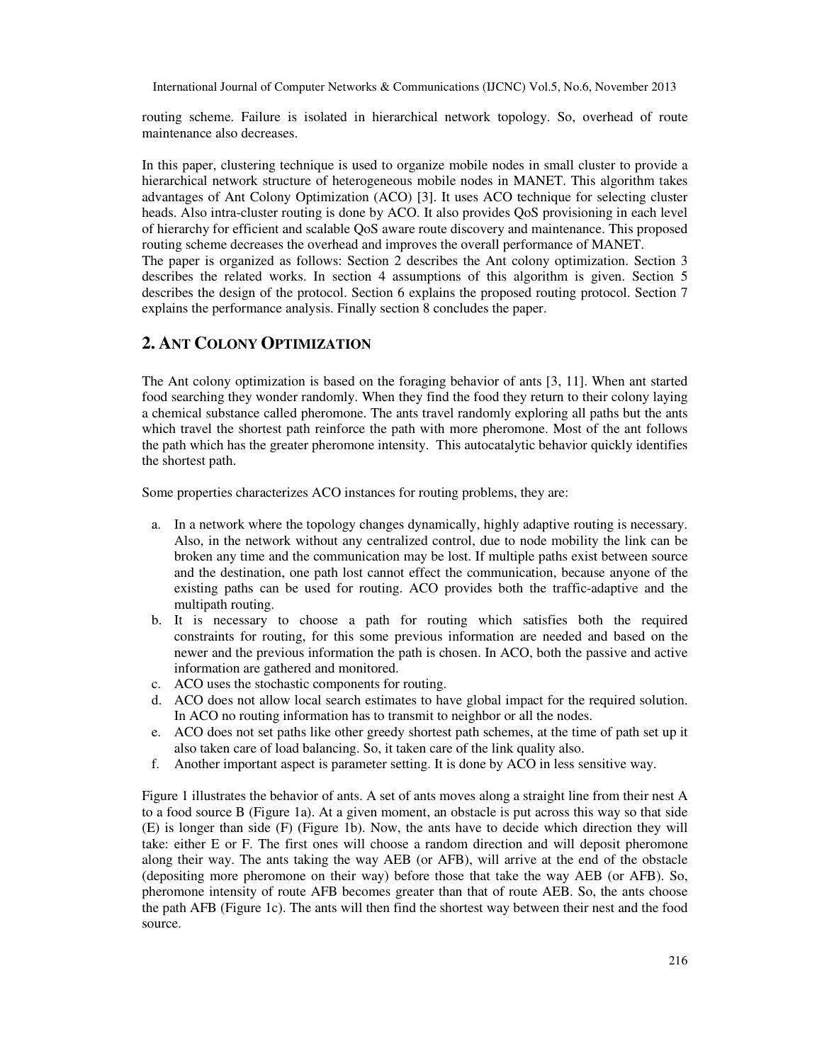routing scheme. Failure is isolated in hierarchical network topology. So, overhead of route maintenance also decreases.

In this paper, clustering technique is used to organize mobile nodes in small cluster to provide a hierarchical network structure of heterogeneous mobile nodes in MANET. This algorithm takes advantages of Ant Colony Optimization (ACO) [3]. It uses ACO technique for selecting cluster heads. Also intra-cluster routing is done by ACO. It also provides QoS provisioning in each level of hierarchy for efficient and scalable QoS aware route discovery and maintenance. This proposed routing scheme decreases the overhead and improves the overall performance of MANET.
The paper is organized as follows: Section 2 describes the Ant colony optimization. Section 3 describes the related works. In section 4 assumptions of this algorithm is given. Section 5 describes the design of the protocol. Section 6 explains the proposed routing protocol. Section 7 explains the performance analysis. Finally section 8 concludes the paper.

## 2. ANT COLONY OPTIMIZATION

The Ant colony optimization is based on the foraging behavior of ants [3, 11]. When ant started food searching they wonder randomly. When they find the food they return to their colony laying a chemical substance called pheromone. The ants travel randomly exploring all paths but the ants which travel the shortest path reinforce the path with more pheromone. Most of the ant follows the path which has the greater pheromone intensity. This autocatalytic behavior quickly identifies the shortest path.

Some properties characterizes ACO instances for routing problems, they are:

a. In a network where the topology changes dynamically, highly adaptive routing is necessary. Also, in the network without any centralized control, due to node mobility the link can be broken any time and the communication may be lost. If multiple paths exist between source and the destination, one path lost cannot effect the communication, because anyone of the existing paths can be used for routing. ACO provides both the traffic-adaptive and the multipath routing.
b. It is necessary to choose a path for routing which satisfies both the required constraints for routing, for this some previous information are needed and based on the newer and the previous information the path is chosen. In ACO, both the passive and active information are gathered and monitored.
c. ACO uses the stochastic components for routing.
d. ACO does not allow local search estimates to have global impact for the required solution. In ACO no routing information has to transmit to neighbor or all the nodes.
e. ACO does not set paths like other greedy shortest path schemes, at the time of path set up it also taken care of load balancing. So, it taken care of the link quality also.
f. Another important aspect is parameter setting. It is done by ACO in less sensitive way.

Figure 1 illustrates the behavior of ants. A set of ants moves along a straight line from their nest A to a food source B (Figure 1a). At a given moment, an obstacle is put across this way so that side (E) is longer than side (F) (Figure 1b). Now, the ants have to decide which direction they will take: either E or F. The first ones will choose a random direction and will deposit pheromone along their way. The ants taking the way AEB (or AFB), will arrive at the end of the obstacle (depositing more pheromone on their way) before those that take the way AEB (or AFB). So, pheromone intensity of route AFB becomes greater than that of route AEB. So, the ants choose the path AFB (Figure 1c). The ants will then find the shortest way between their nest and the food source.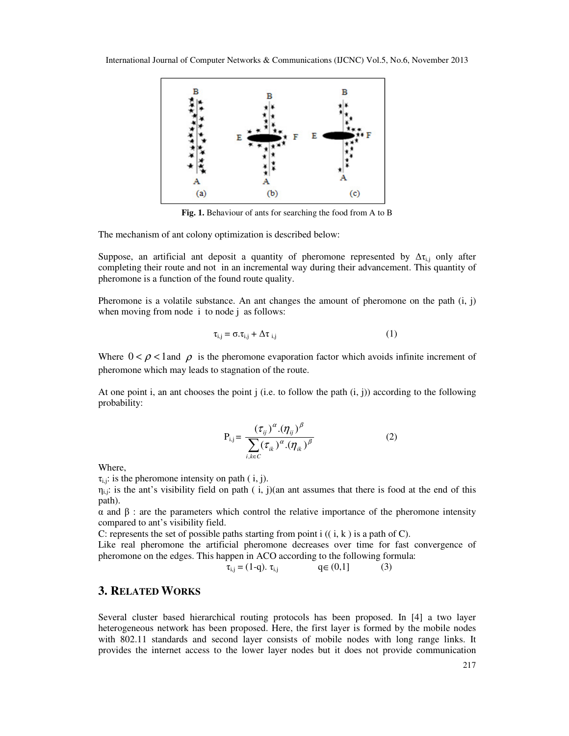**Fig. 1.** Behaviour of ants for searching the food from A to B

The mechanism of ant colony optimization is described below:

Suppose, an artificial ant deposit a quantity of pheromone represented by $\Delta\tau_{i,j}$ only after completing their route and not in an incremental way during their advancement. This quantity of pheromone is a function of the found route quality.

Pheromone is a volatile substance. An ant changes the amount of pheromone on the path (i, j) when moving from node i to node j as follows:

$$\tau_{i,j} = \sigma.\tau_{i,j} + \Delta\tau_{i,j} \qquad (1)$$

Where $0 < \rho < 1$ and $\rho$ is the pheromone evaporation factor which avoids infinite increment of pheromone which may leads to stagnation of the route.

At one point i, an ant chooses the point j (i.e. to follow the path (i, j)) according to the following probability:

$$P_{i,j} = \frac{(\tau_{ij})^{\alpha}.(\eta_{ij})^{\beta}}{\sum_{i,k \in C} (\tau_{ik})^{\alpha}.(\eta_{ik})^{\beta}} \qquad (2)$$

Where,

$\tau_{i,j}$: is the pheromone intensity on path ( i, j).

$\eta_{i,j}$: is the ant's visibility field on path ( i, j)(an ant assumes that there is food at the end of this path).

$\alpha$ and $\beta$ : are the parameters which control the relative importance of the pheromone intensity compared to ant's visibility field.

C: represents the set of possible paths starting from point i (( i, k ) is a path of C).

Like real pheromone the artificial pheromone decreases over time for fast convergence of pheromone on the edges. This happen in ACO according to the following formula:

$$\tau_{i,j} = (1\text{-}q).\ \tau_{i,j} \qquad q \in (0,1] \qquad (3)$$

## 3. RELATED WORKS

Several cluster based hierarchical routing protocols has been proposed. In [4] a two layer heterogeneous network has been proposed. Here, the first layer is formed by the mobile nodes with 802.11 standards and second layer consists of mobile nodes with long range links. It provides the internet access to the lower layer nodes but it does not provide communication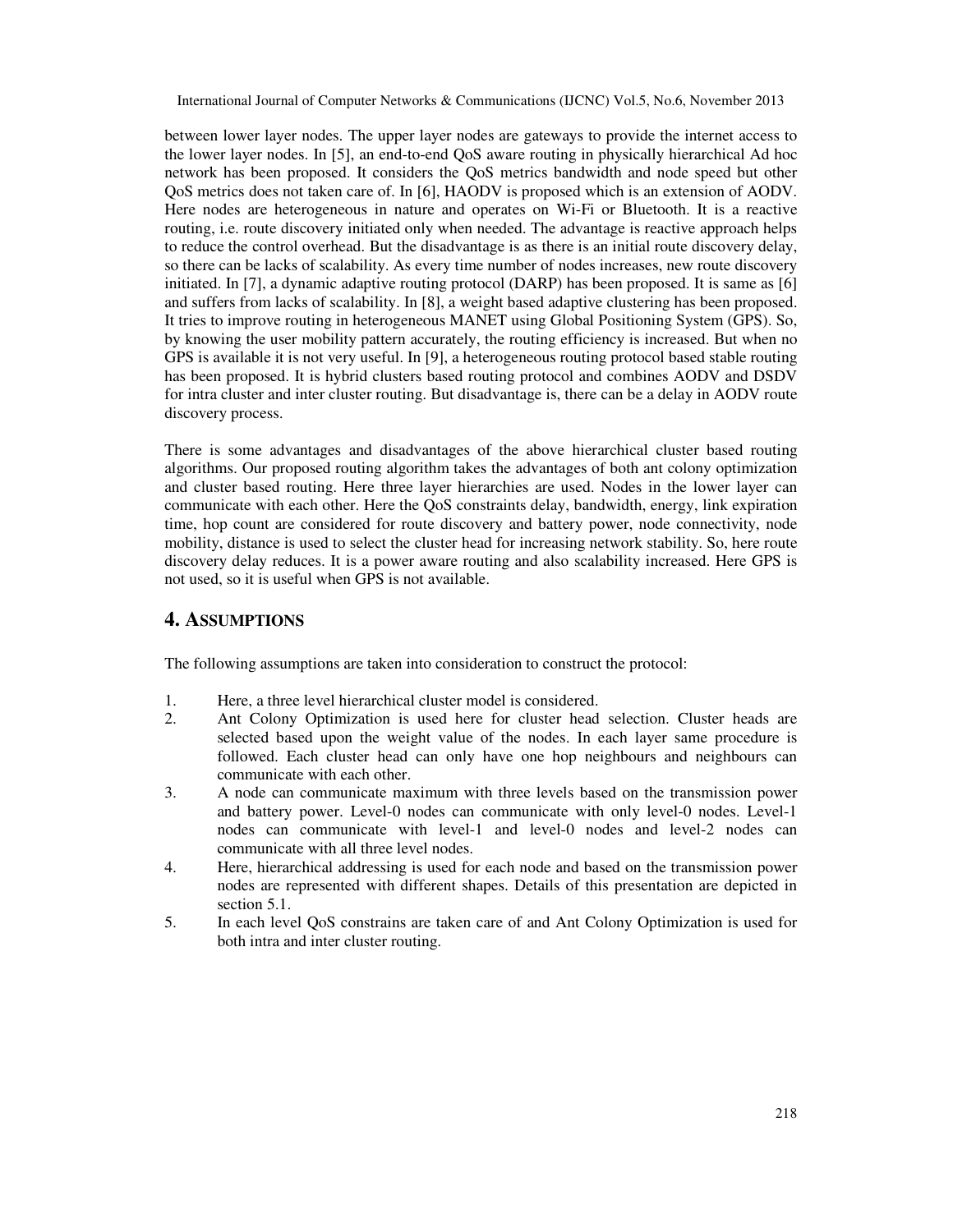between lower layer nodes. The upper layer nodes are gateways to provide the internet access to the lower layer nodes. In [5], an end-to-end QoS aware routing in physically hierarchical Ad hoc network has been proposed. It considers the QoS metrics bandwidth and node speed but other QoS metrics does not taken care of. In [6], HAODV is proposed which is an extension of AODV. Here nodes are heterogeneous in nature and operates on Wi-Fi or Bluetooth. It is a reactive routing, i.e. route discovery initiated only when needed. The advantage is reactive approach helps to reduce the control overhead. But the disadvantage is as there is an initial route discovery delay, so there can be lacks of scalability. As every time number of nodes increases, new route discovery initiated. In [7], a dynamic adaptive routing protocol (DARP) has been proposed. It is same as [6] and suffers from lacks of scalability. In [8], a weight based adaptive clustering has been proposed. It tries to improve routing in heterogeneous MANET using Global Positioning System (GPS). So, by knowing the user mobility pattern accurately, the routing efficiency is increased. But when no GPS is available it is not very useful. In [9], a heterogeneous routing protocol based stable routing has been proposed. It is hybrid clusters based routing protocol and combines AODV and DSDV for intra cluster and inter cluster routing. But disadvantage is, there can be a delay in AODV route discovery process.

There is some advantages and disadvantages of the above hierarchical cluster based routing algorithms. Our proposed routing algorithm takes the advantages of both ant colony optimization and cluster based routing. Here three layer hierarchies are used. Nodes in the lower layer can communicate with each other. Here the QoS constraints delay, bandwidth, energy, link expiration time, hop count are considered for route discovery and battery power, node connectivity, node mobility, distance is used to select the cluster head for increasing network stability. So, here route discovery delay reduces. It is a power aware routing and also scalability increased. Here GPS is not used, so it is useful when GPS is not available.

## 4. Assumptions

The following assumptions are taken into consideration to construct the protocol:

1. Here, a three level hierarchical cluster model is considered.
2. Ant Colony Optimization is used here for cluster head selection. Cluster heads are selected based upon the weight value of the nodes. In each layer same procedure is followed. Each cluster head can only have one hop neighbours and neighbours can communicate with each other.
3. A node can communicate maximum with three levels based on the transmission power and battery power. Level-0 nodes can communicate with only level-0 nodes. Level-1 nodes can communicate with level-1 and level-0 nodes and level-2 nodes can communicate with all three level nodes.
4. Here, hierarchical addressing is used for each node and based on the transmission power nodes are represented with different shapes. Details of this presentation are depicted in section 5.1.
5. In each level QoS constrains are taken care of and Ant Colony Optimization is used for both intra and inter cluster routing.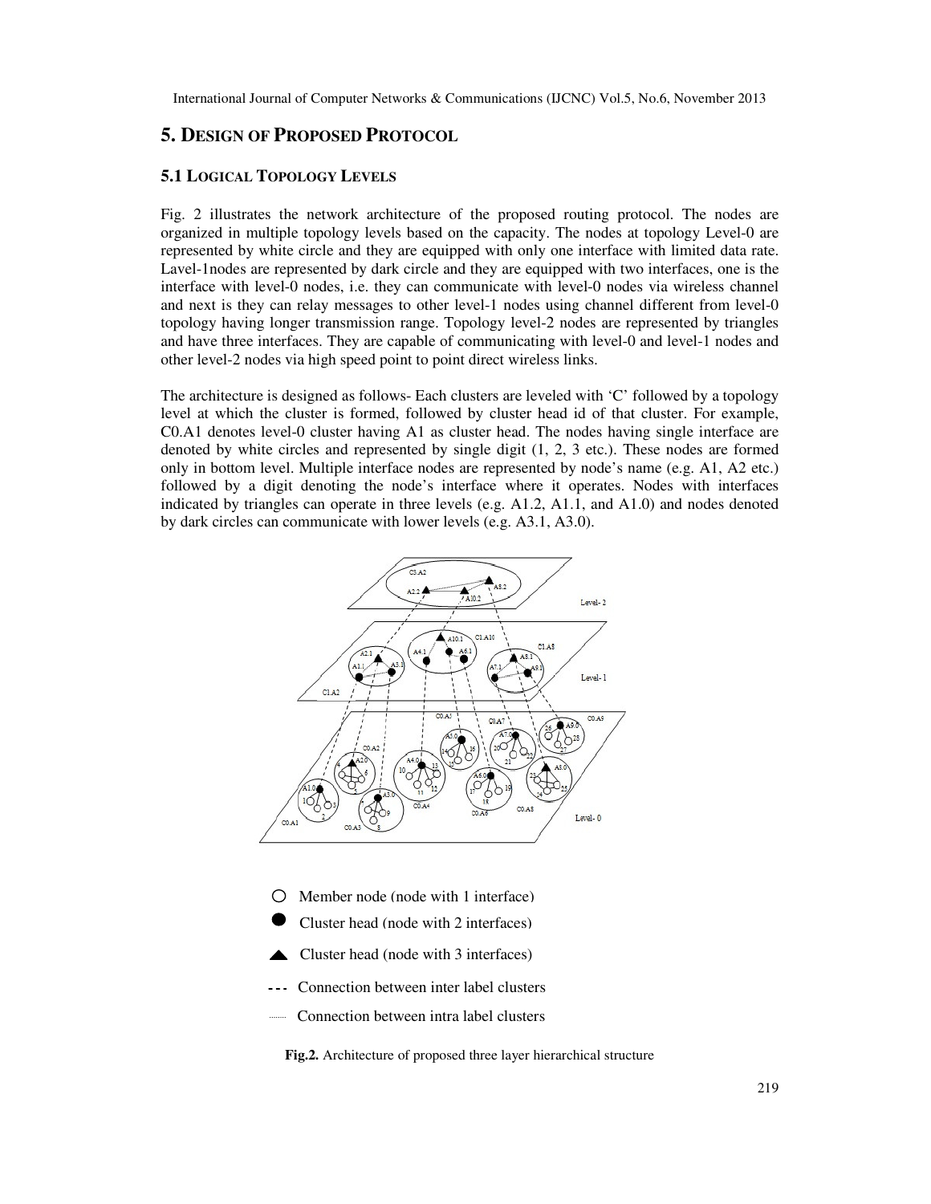## 5. DESIGN OF PROPOSED PROTOCOL

### 5.1 LOGICAL TOPOLOGY LEVELS

Fig. 2 illustrates the network architecture of the proposed routing protocol. The nodes are organized in multiple topology levels based on the capacity. The nodes at topology Level-0 are represented by white circle and they are equipped with only one interface with limited data rate. Lavel-1nodes are represented by dark circle and they are equipped with two interfaces, one is the interface with level-0 nodes, i.e. they can communicate with level-0 nodes via wireless channel and next is they can relay messages to other level-1 nodes using channel different from level-0 topology having longer transmission range. Topology level-2 nodes are represented by triangles and have three interfaces. They are capable of communicating with level-0 and level-1 nodes and other level-2 nodes via high speed point to point direct wireless links.

The architecture is designed as follows- Each clusters are leveled with 'C' followed by a topology level at which the cluster is formed, followed by cluster head id of that cluster. For example, C0.A1 denotes level-0 cluster having A1 as cluster head. The nodes having single interface are denoted by white circles and represented by single digit (1, 2, 3 etc.). These nodes are formed only in bottom level. Multiple interface nodes are represented by node's name (e.g. A1, A2 etc.) followed by a digit denoting the node's interface where it operates. Nodes with interfaces indicated by triangles can operate in three levels (e.g. A1.2, A1.1, and A1.0) and nodes denoted by dark circles can communicate with lower levels (e.g. A3.1, A3.0).

○ Member node (node with 1 interface)

● Cluster head (node with 2 interfaces)

▲ Cluster head (node with 3 interfaces)

--- Connection between inter label clusters

······ Connection between intra label clusters

**Fig.2.** Architecture of proposed three layer hierarchical structure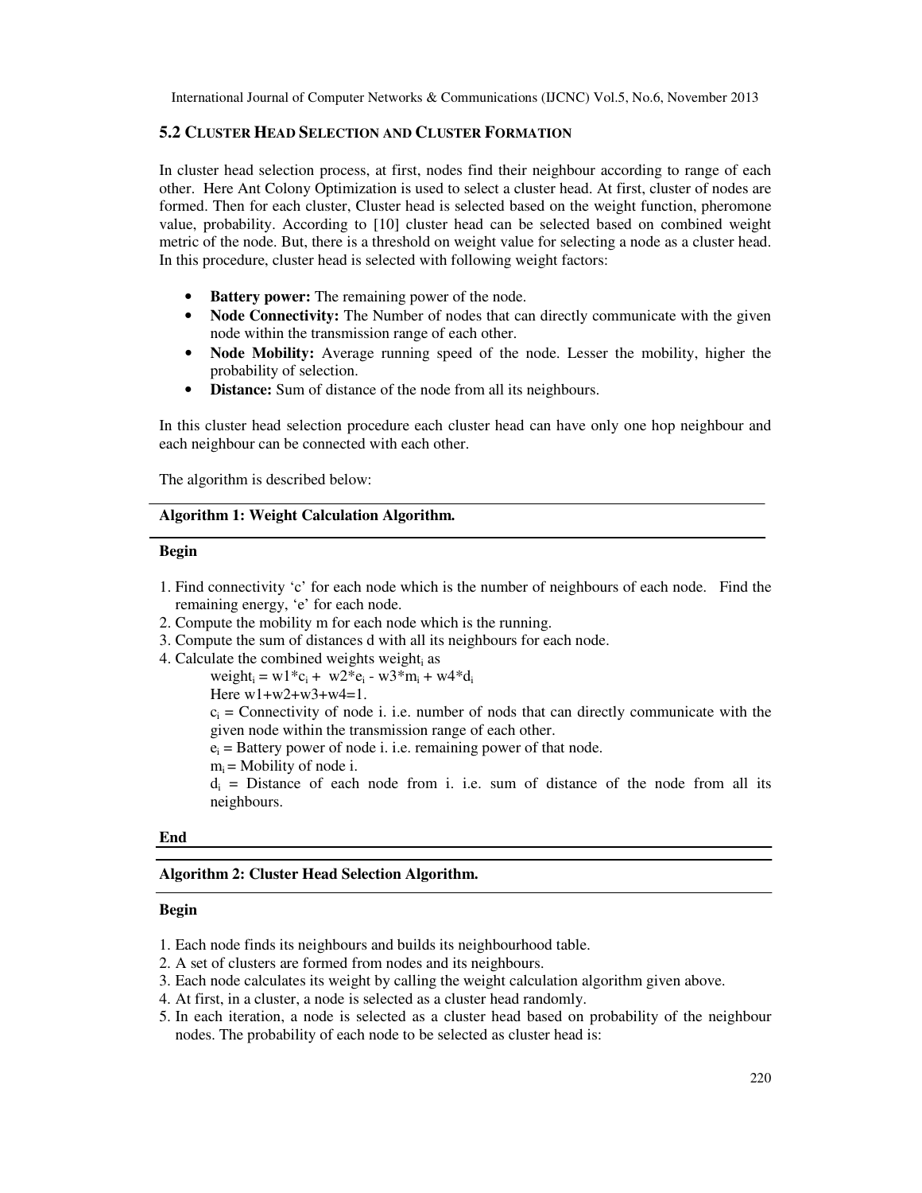### 5.2 Cluster Head Selection and Cluster Formation

In cluster head selection process, at first, nodes find their neighbour according to range of each other. Here Ant Colony Optimization is used to select a cluster head. At first, cluster of nodes are formed. Then for each cluster, Cluster head is selected based on the weight function, pheromone value, probability. According to [10] cluster head can be selected based on combined weight metric of the node. But, there is a threshold on weight value for selecting a node as a cluster head. In this procedure, cluster head is selected with following weight factors:

- **Battery power:** The remaining power of the node.
- **Node Connectivity:** The Number of nodes that can directly communicate with the given node within the transmission range of each other.
- **Node Mobility:** Average running speed of the node. Lesser the mobility, higher the probability of selection.
- **Distance:** Sum of distance of the node from all its neighbours.

In this cluster head selection procedure each cluster head can have only one hop neighbour and each neighbour can be connected with each other.

The algorithm is described below:

**Algorithm 1: Weight Calculation Algorithm.**

**Begin**

1. Find connectivity 'c' for each node which is the number of neighbours of each node. Find the remaining energy, 'e' for each node.
2. Compute the mobility m for each node which is the running.
3. Compute the sum of distances d with all its neighbours for each node.
4. Calculate the combined weights $weight_i$ as

   $weight_i = w1*c_i + w2*e_i - w3*m_i + w4*d_i$

   Here $w1+w2+w3+w4=1$.

   $c_i$ = Connectivity of node i. i.e. number of nods that can directly communicate with the given node within the transmission range of each other.

   $e_i$ = Battery power of node i. i.e. remaining power of that node.

   $m_i$ = Mobility of node i.

   $d_i$ = Distance of each node from i. i.e. sum of distance of the node from all its neighbours.

**End**

**Algorithm 2: Cluster Head Selection Algorithm.**

**Begin**

1. Each node finds its neighbours and builds its neighbourhood table.
2. A set of clusters are formed from nodes and its neighbours.
3. Each node calculates its weight by calling the weight calculation algorithm given above.
4. At first, in a cluster, a node is selected as a cluster head randomly.
5. In each iteration, a node is selected as a cluster head based on probability of the neighbour nodes. The probability of each node to be selected as cluster head is: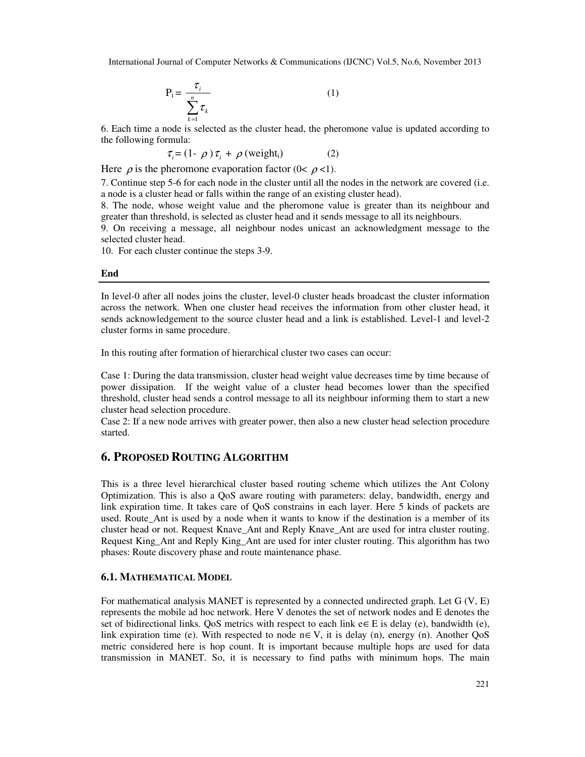$$P_i = \frac{\tau_i}{\sum_{k=1}^{n} \tau_k} \quad (1)$$

6. Each time a node is selected as the cluster head, the pheromone value is updated according to the following formula:

$$\tau_i = (1-\rho)\tau_i + \rho(\text{weight}_i) \quad (2)$$

Here $\rho$ is the pheromone evaporation factor ($0< \rho <1$).

7. Continue step 5-6 for each node in the cluster until all the nodes in the network are covered (i.e. a node is a cluster head or falls within the range of an existing cluster head).

8. The node, whose weight value and the pheromone value is greater than its neighbour and greater than threshold, is selected as cluster head and it sends message to all its neighbours.

9. On receiving a message, all neighbour nodes unicast an acknowledgment message to the selected cluster head.

10. For each cluster continue the steps 3-9.

**End**

In level-0 after all nodes joins the cluster, level-0 cluster heads broadcast the cluster information across the network. When one cluster head receives the information from other cluster head, it sends acknowledgement to the source cluster head and a link is established. Level-1 and level-2 cluster forms in same procedure.

In this routing after formation of hierarchical cluster two cases can occur:

Case 1: During the data transmission, cluster head weight value decreases time by time because of power dissipation. If the weight value of a cluster head becomes lower than the specified threshold, cluster head sends a control message to all its neighbour informing them to start a new cluster head selection procedure.

Case 2: If a new node arrives with greater power, then also a new cluster head selection procedure started.

## 6. Proposed Routing Algorithm

This is a three level hierarchical cluster based routing scheme which utilizes the Ant Colony Optimization. This is also a QoS aware routing with parameters: delay, bandwidth, energy and link expiration time. It takes care of QoS constrains in each layer. Here 5 kinds of packets are used. Route_Ant is used by a node when it wants to know if the destination is a member of its cluster head or not. Request Knave_Ant and Reply Knave_Ant are used for intra cluster routing. Request King_Ant and Reply King_Ant are used for inter cluster routing. This algorithm has two phases: Route discovery phase and route maintenance phase.

### 6.1. Mathematical Model

For mathematical analysis MANET is represented by a connected undirected graph. Let G (V, E) represents the mobile ad hoc network. Here V denotes the set of network nodes and E denotes the set of bidirectional links. QoS metrics with respect to each link $e \in E$ is delay (e), bandwidth (e), link expiration time (e). With respected to node $n \in V$, it is delay (n), energy (n). Another QoS metric considered here is hop count. It is important because multiple hops are used for data transmission in MANET. So, it is necessary to find paths with minimum hops. The main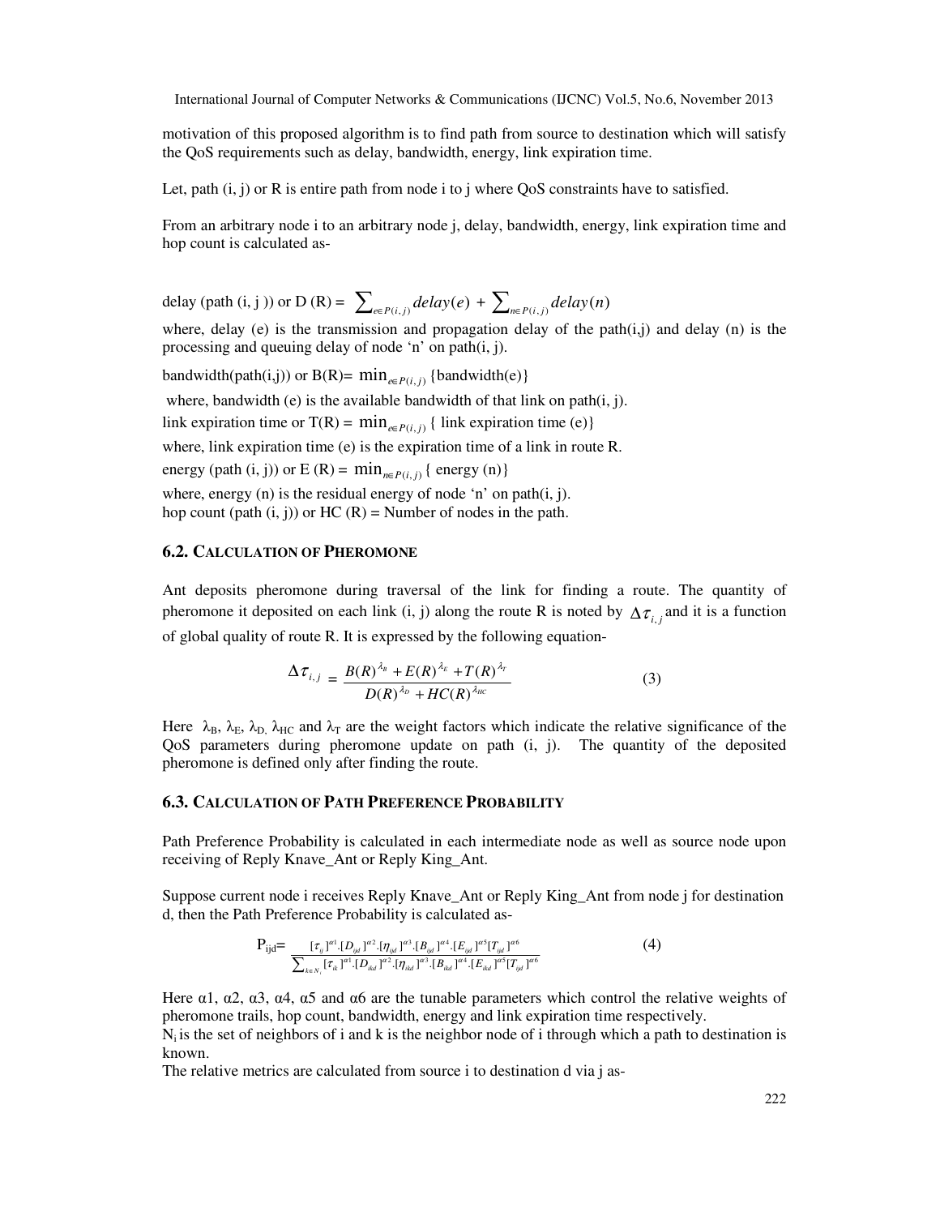motivation of this proposed algorithm is to find path from source to destination which will satisfy the QoS requirements such as delay, bandwidth, energy, link expiration time.

Let, path (i, j) or R is entire path from node i to j where QoS constraints have to satisfied.

From an arbitrary node i to an arbitrary node j, delay, bandwidth, energy, link expiration time and hop count is calculated as-

delay (path (i, j )) or D (R) = $\sum_{e \in P(i,j)} delay(e) + \sum_{n \in P(i,j)} delay(n)$

where, delay (e) is the transmission and propagation delay of the path(i,j) and delay (n) is the processing and queuing delay of node 'n' on path(i, j).

bandwidth(path(i,j)) or B(R)= $\min_{e \in P(i,j)}$ {bandwidth(e)}

where, bandwidth (e) is the available bandwidth of that link on path(i, j).

link expiration time or T(R) = $\min_{e \in P(i,j)}$ { link expiration time (e)}

where, link expiration time (e) is the expiration time of a link in route R.

energy (path (i, j)) or E (R) = $\min_{n \in P(i,j)}$ { energy (n)}

where, energy (n) is the residual energy of node 'n' on path(i, j).

hop count (path (i, j)) or HC (R) = Number of nodes in the path.

### 6.2. Calculation of Pheromone

Ant deposits pheromone during traversal of the link for finding a route. The quantity of pheromone it deposited on each link (i, j) along the route R is noted by $\Delta\tau_{i,j}$ and it is a function of global quality of route R. It is expressed by the following equation-

$$\Delta\tau_{i,j} = \frac{B(R)^{\lambda_B} + E(R)^{\lambda_E} + T(R)^{\lambda_T}}{D(R)^{\lambda_D} + HC(R)^{\lambda_{HC}}} \quad (3)$$

Here $\lambda_B$, $\lambda_E$, $\lambda_D$, $\lambda_{HC}$ and $\lambda_T$ are the weight factors which indicate the relative significance of the QoS parameters during pheromone update on path (i, j). The quantity of the deposited pheromone is defined only after finding the route.

### 6.3. Calculation of Path Preference Probability

Path Preference Probability is calculated in each intermediate node as well as source node upon receiving of Reply Knave_Ant or Reply King_Ant.

Suppose current node i receives Reply Knave_Ant or Reply King_Ant from node j for destination d, then the Path Preference Probability is calculated as-

$$P_{ijd} = \frac{[\tau_{ij}]^{\alpha 1}.[D_{ijd}]^{\alpha 2}.[\eta_{ijd}]^{\alpha 3}.[B_{ijd}]^{\alpha 4}.[E_{ijd}]^{\alpha 5}[T_{ijd}]^{\alpha 6}}{\sum_{k \in N_i}[\tau_{ik}]^{\alpha 1}.[D_{ikd}]^{\alpha 2}.[\eta_{ikd}]^{\alpha 3}.[B_{ikd}]^{\alpha 4}.[E_{ikd}]^{\alpha 5}[T_{ijd}]^{\alpha 6}} \quad (4)$$

Here α1, α2, α3, α4, α5 and α6 are the tunable parameters which control the relative weights of pheromone trails, hop count, bandwidth, energy and link expiration time respectively.

$N_i$ is the set of neighbors of i and k is the neighbor node of i through which a path to destination is known.

The relative metrics are calculated from source i to destination d via j as-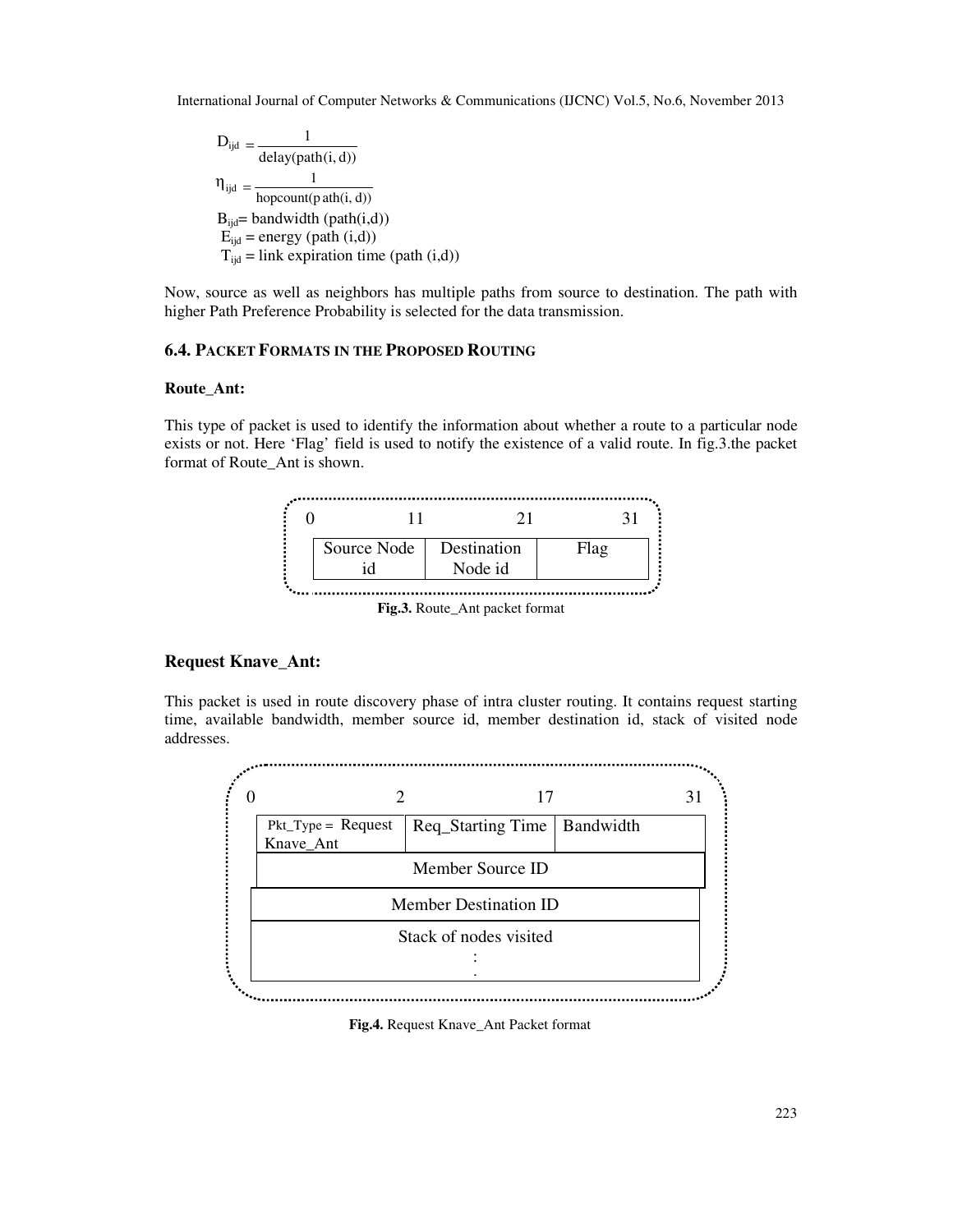$$D_{ijd} = \frac{1}{\text{delay(path(i, d))}}$$

$$\eta_{ijd} = \frac{1}{\text{hopcount(path(i, d))}}$$

$B_{ijd}$= bandwidth (path(i,d))

$E_{ijd}$ = energy (path (i,d))

$T_{ijd}$ = link expiration time (path (i,d))

Now, source as well as neighbors has multiple paths from source to destination. The path with higher Path Preference Probability is selected for the data transmission.

### 6.4. Packet Formats in the Proposed Routing

**Route_Ant:**

This type of packet is used to identify the information about whether a route to a particular node exists or not. Here 'Flag' field is used to notify the existence of a valid route. In fig.3.the packet format of Route_Ant is shown.

| 0 — 11 | 11 — 21 | 21 — 31 |
|---|---|---|
| Source Node id | Destination Node id | Flag |

**Fig.3.** Route_Ant packet format

### Request Knave_Ant:

This packet is used in route discovery phase of intra cluster routing. It contains request starting time, available bandwidth, member source id, member destination id, stack of visited node addresses.

| 0 — 2 | 2 — 17 | 17 — 31 |
|---|---|---|
| Pkt_Type = Request Knave_Ant | Req_Starting Time | Bandwidth |
| Member Source ID | | |
| Member Destination ID | | |
| Stack of nodes visited<br>:<br>. | | |

**Fig.4.** Request Knave_Ant Packet format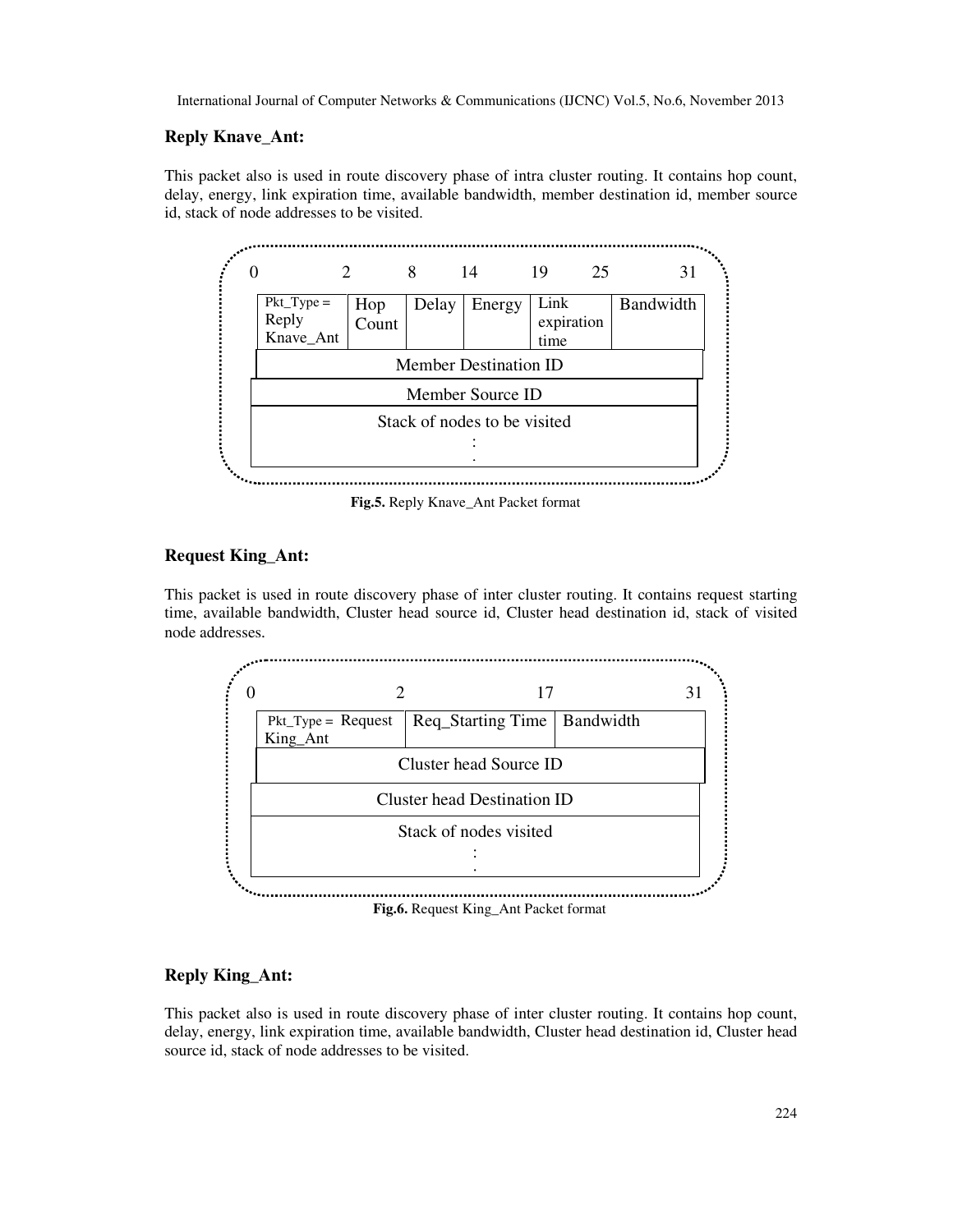**Reply Knave_Ant:**

This packet also is used in route discovery phase of intra cluster routing. It contains hop count, delay, energy, link expiration time, available bandwidth, member destination id, member source id, stack of node addresses to be visited.

| 0 | 2 | 8 | 14 | 19 | 25 | 31 |
|---|---|---|---|---|---|---|
| Pkt_Type = Reply Knave_Ant | Hop Count | Delay | Energy | Link expiration time | Bandwidth | |
| Member Destination ID | | | | | | |
| Member Source ID | | | | | | |
| Stack of nodes to be visited<br>:<br>. | | | | | | |

**Fig.5.** Reply Knave_Ant Packet format

**Request King_Ant:**

This packet is used in route discovery phase of inter cluster routing. It contains request starting time, available bandwidth, Cluster head source id, Cluster head destination id, stack of visited node addresses.

| 0 | 2 | 17 | 31 |
|---|---|---|---|
| Pkt_Type = Request King_Ant | Req_Starting Time | Bandwidth | |
| Cluster head Source ID | | | |
| Cluster head Destination ID | | | |
| Stack of nodes visited<br>:<br>. | | | |

**Fig.6.** Request King_Ant Packet format

**Reply King_Ant:**

This packet also is used in route discovery phase of inter cluster routing. It contains hop count, delay, energy, link expiration time, available bandwidth, Cluster head destination id, Cluster head source id, stack of node addresses to be visited.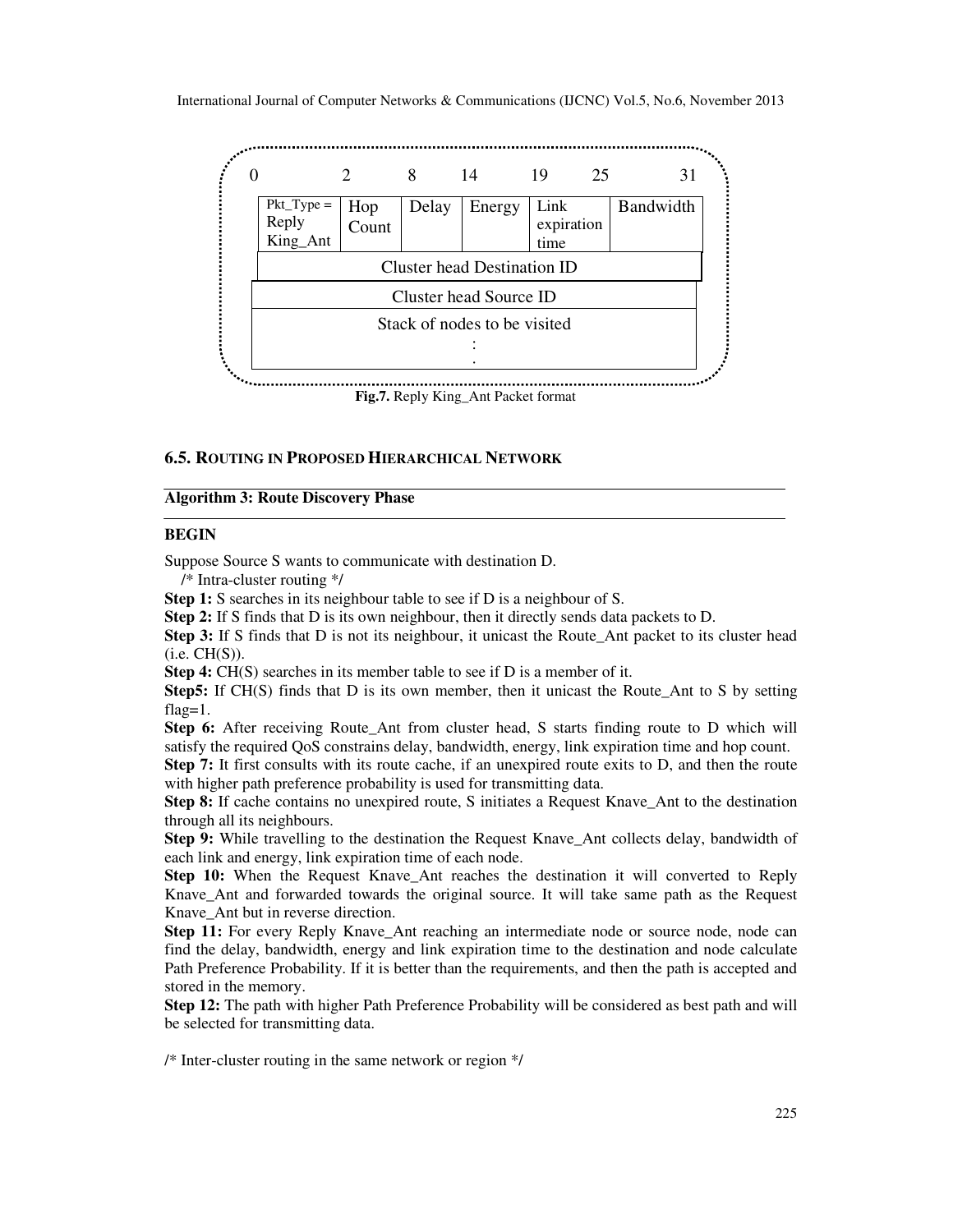| 0 | 2 | 8 | 14 | 19 | 25 | 31 |
|---|---|---|---|---|---|---|
| Pkt_Type = Reply King_Ant | Hop Count | Delay | Energy | Link expiration time | Bandwidth | |
| Cluster head Destination ID | | | | | | |
| Cluster head Source ID | | | | | | |
| Stack of nodes to be visited<br>:<br>. | | | | | | |

**Fig.7.** Reply King_Ant Packet format

### 6.5. ROUTING IN PROPOSED HIERARCHICAL NETWORK

**Algorithm 3: Route Discovery Phase**

**BEGIN**

Suppose Source S wants to communicate with destination D.

/* Intra-cluster routing */

**Step 1:** S searches in its neighbour table to see if D is a neighbour of S.

**Step 2:** If S finds that D is its own neighbour, then it directly sends data packets to D.

**Step 3:** If S finds that D is not its neighbour, it unicast the Route_Ant packet to its cluster head (i.e. CH(S)).

**Step 4:** CH(S) searches in its member table to see if D is a member of it.

**Step5:** If CH(S) finds that D is its own member, then it unicast the Route_Ant to S by setting flag=1.

**Step 6:** After receiving Route_Ant from cluster head, S starts finding route to D which will satisfy the required QoS constrains delay, bandwidth, energy, link expiration time and hop count.

**Step 7:** It first consults with its route cache, if an unexpired route exits to D, and then the route with higher path preference probability is used for transmitting data.

**Step 8:** If cache contains no unexpired route, S initiates a Request Knave_Ant to the destination through all its neighbours.

**Step 9:** While travelling to the destination the Request Knave_Ant collects delay, bandwidth of each link and energy, link expiration time of each node.

**Step 10:** When the Request Knave_Ant reaches the destination it will converted to Reply Knave_Ant and forwarded towards the original source. It will take same path as the Request Knave_Ant but in reverse direction.

**Step 11:** For every Reply Knave_Ant reaching an intermediate node or source node, node can find the delay, bandwidth, energy and link expiration time to the destination and node calculate Path Preference Probability. If it is better than the requirements, and then the path is accepted and stored in the memory.

**Step 12:** The path with higher Path Preference Probability will be considered as best path and will be selected for transmitting data.

/* Inter-cluster routing in the same network or region */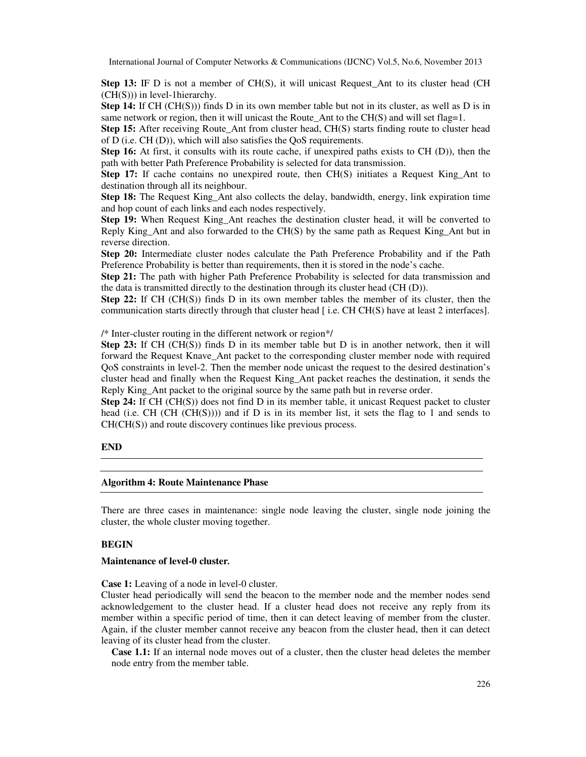**Step 13:** IF D is not a member of CH(S), it will unicast Request_Ant to its cluster head (CH (CH(S))) in level-1hierarchy.

**Step 14:** If CH (CH(S))) finds D in its own member table but not in its cluster, as well as D is in same network or region, then it will unicast the Route_Ant to the CH(S) and will set flag=1.

**Step 15:** After receiving Route_Ant from cluster head, CH(S) starts finding route to cluster head of D (i.e. CH (D)), which will also satisfies the QoS requirements.

**Step 16:** At first, it consults with its route cache, if unexpired paths exists to CH (D)), then the path with better Path Preference Probability is selected for data transmission.

**Step 17:** If cache contains no unexpired route, then CH(S) initiates a Request King_Ant to destination through all its neighbour.

**Step 18:** The Request King_Ant also collects the delay, bandwidth, energy, link expiration time and hop count of each links and each nodes respectively.

**Step 19:** When Request King_Ant reaches the destination cluster head, it will be converted to Reply King_Ant and also forwarded to the CH(S) by the same path as Request King_Ant but in reverse direction.

**Step 20:** Intermediate cluster nodes calculate the Path Preference Probability and if the Path Preference Probability is better than requirements, then it is stored in the node's cache.

**Step 21:** The path with higher Path Preference Probability is selected for data transmission and the data is transmitted directly to the destination through its cluster head (CH (D)).

**Step 22:** If CH (CH(S)) finds D in its own member tables the member of its cluster, then the communication starts directly through that cluster head [ i.e. CH CH(S) have at least 2 interfaces].

/* Inter-cluster routing in the different network or region*/

**Step 23:** If CH (CH(S)) finds D in its member table but D is in another network, then it will forward the Request Knave_Ant packet to the corresponding cluster member node with required QoS constraints in level-2. Then the member node unicast the request to the desired destination's cluster head and finally when the Request King_Ant packet reaches the destination, it sends the Reply King_Ant packet to the original source by the same path but in reverse order.

**Step 24:** If CH (CH(S)) does not find D in its member table, it unicast Request packet to cluster head (i.e. CH (CH (CH(S)))) and if D is in its member list, it sets the flag to 1 and sends to CH(CH(S)) and route discovery continues like previous process.

**END**

---

**Algorithm 4: Route Maintenance Phase**

---

There are three cases in maintenance: single node leaving the cluster, single node joining the cluster, the whole cluster moving together.

**BEGIN**

**Maintenance of level-0 cluster.**

**Case 1:** Leaving of a node in level-0 cluster.

Cluster head periodically will send the beacon to the member node and the member nodes send acknowledgement to the cluster head. If a cluster head does not receive any reply from its member within a specific period of time, then it can detect leaving of member from the cluster. Again, if the cluster member cannot receive any beacon from the cluster head, then it can detect leaving of its cluster head from the cluster.

**Case 1.1:** If an internal node moves out of a cluster, then the cluster head deletes the member node entry from the member table.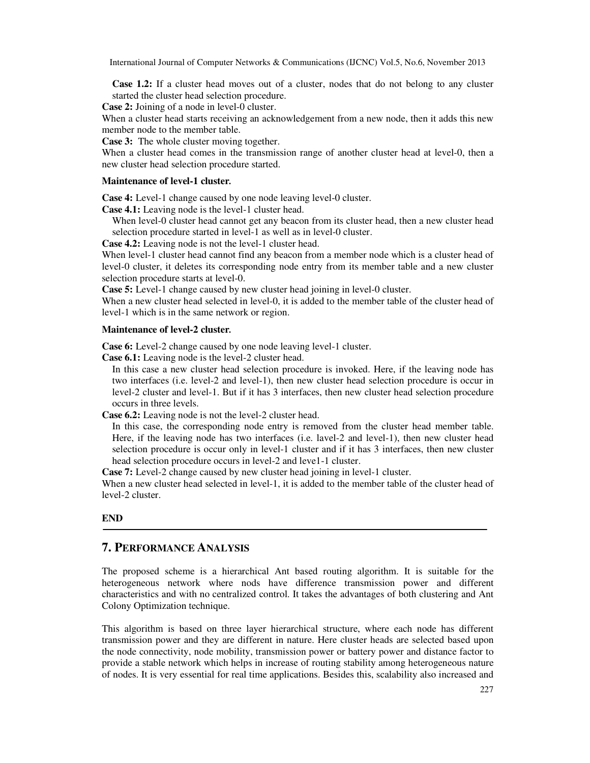**Case 1.2:** If a cluster head moves out of a cluster, nodes that do not belong to any cluster started the cluster head selection procedure.

**Case 2:** Joining of a node in level-0 cluster.

When a cluster head starts receiving an acknowledgement from a new node, then it adds this new member node to the member table.

**Case 3:** The whole cluster moving together.

When a cluster head comes in the transmission range of another cluster head at level-0, then a new cluster head selection procedure started.

**Maintenance of level-1 cluster.**

**Case 4:** Level-1 change caused by one node leaving level-0 cluster.

**Case 4.1:** Leaving node is the level-1 cluster head.

When level-0 cluster head cannot get any beacon from its cluster head, then a new cluster head selection procedure started in level-1 as well as in level-0 cluster.

**Case 4.2:** Leaving node is not the level-1 cluster head.

When level-1 cluster head cannot find any beacon from a member node which is a cluster head of level-0 cluster, it deletes its corresponding node entry from its member table and a new cluster selection procedure starts at level-0.

**Case 5:** Level-1 change caused by new cluster head joining in level-0 cluster.

When a new cluster head selected in level-0, it is added to the member table of the cluster head of level-1 which is in the same network or region.

**Maintenance of level-2 cluster.**

**Case 6:** Level-2 change caused by one node leaving level-1 cluster.

**Case 6.1:** Leaving node is the level-2 cluster head.

In this case a new cluster head selection procedure is invoked. Here, if the leaving node has two interfaces (i.e. level-2 and level-1), then new cluster head selection procedure is occur in level-2 cluster and level-1. But if it has 3 interfaces, then new cluster head selection procedure occurs in three levels.

**Case 6.2:** Leaving node is not the level-2 cluster head.

In this case, the corresponding node entry is removed from the cluster head member table. Here, if the leaving node has two interfaces (i.e. lavel-2 and level-1), then new cluster head selection procedure is occur only in level-1 cluster and if it has 3 interfaces, then new cluster head selection procedure occurs in level-2 and leve1-1 cluster.

**Case 7:** Level-2 change caused by new cluster head joining in level-1 cluster.

When a new cluster head selected in level-1, it is added to the member table of the cluster head of level-2 cluster.

**END**

## 7. Performance Analysis

The proposed scheme is a hierarchical Ant based routing algorithm. It is suitable for the heterogeneous network where nods have difference transmission power and different characteristics and with no centralized control. It takes the advantages of both clustering and Ant Colony Optimization technique.

This algorithm is based on three layer hierarchical structure, where each node has different transmission power and they are different in nature. Here cluster heads are selected based upon the node connectivity, node mobility, transmission power or battery power and distance factor to provide a stable network which helps in increase of routing stability among heterogeneous nature of nodes. It is very essential for real time applications. Besides this, scalability also increased and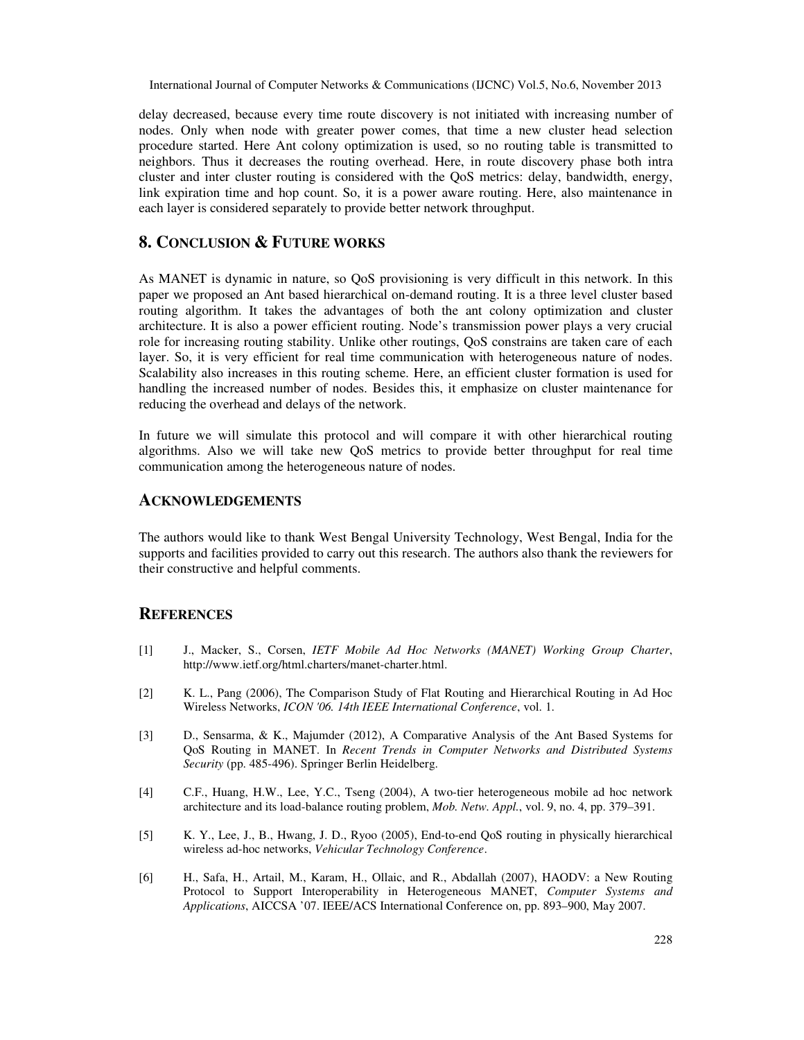delay decreased, because every time route discovery is not initiated with increasing number of nodes. Only when node with greater power comes, that time a new cluster head selection procedure started. Here Ant colony optimization is used, so no routing table is transmitted to neighbors. Thus it decreases the routing overhead. Here, in route discovery phase both intra cluster and inter cluster routing is considered with the QoS metrics: delay, bandwidth, energy, link expiration time and hop count. So, it is a power aware routing. Here, also maintenance in each layer is considered separately to provide better network throughput.

## 8. CONCLUSION & FUTURE WORKS

As MANET is dynamic in nature, so QoS provisioning is very difficult in this network. In this paper we proposed an Ant based hierarchical on-demand routing. It is a three level cluster based routing algorithm. It takes the advantages of both the ant colony optimization and cluster architecture. It is also a power efficient routing. Node's transmission power plays a very crucial role for increasing routing stability. Unlike other routings, QoS constrains are taken care of each layer. So, it is very efficient for real time communication with heterogeneous nature of nodes. Scalability also increases in this routing scheme. Here, an efficient cluster formation is used for handling the increased number of nodes. Besides this, it emphasize on cluster maintenance for reducing the overhead and delays of the network.

In future we will simulate this protocol and will compare it with other hierarchical routing algorithms. Also we will take new QoS metrics to provide better throughput for real time communication among the heterogeneous nature of nodes.

## ACKNOWLEDGEMENTS

The authors would like to thank West Bengal University Technology, West Bengal, India for the supports and facilities provided to carry out this research. The authors also thank the reviewers for their constructive and helpful comments.

## REFERENCES

[1] J., Macker, S., Corsen, *IETF Mobile Ad Hoc Networks (MANET) Working Group Charter*, http://www.ietf.org/html.charters/manet-charter.html.

[2] K. L., Pang (2006), The Comparison Study of Flat Routing and Hierarchical Routing in Ad Hoc Wireless Networks, *ICON '06. 14th IEEE International Conference*, vol. 1.

[3] D., Sensarma, & K., Majumder (2012), A Comparative Analysis of the Ant Based Systems for QoS Routing in MANET. In *Recent Trends in Computer Networks and Distributed Systems Security* (pp. 485-496). Springer Berlin Heidelberg.

[4] C.F., Huang, H.W., Lee, Y.C., Tseng (2004), A two-tier heterogeneous mobile ad hoc network architecture and its load-balance routing problem, *Mob. Netw. Appl.*, vol. 9, no. 4, pp. 379–391.

[5] K. Y., Lee, J., B., Hwang, J. D., Ryoo (2005), End-to-end QoS routing in physically hierarchical wireless ad-hoc networks, *Vehicular Technology Conference*.

[6] H., Safa, H., Artail, M., Karam, H., Ollaic, and R., Abdallah (2007), HAODV: a New Routing Protocol to Support Interoperability in Heterogeneous MANET, *Computer Systems and Applications*, AICCSA '07. IEEE/ACS International Conference on, pp. 893–900, May 2007.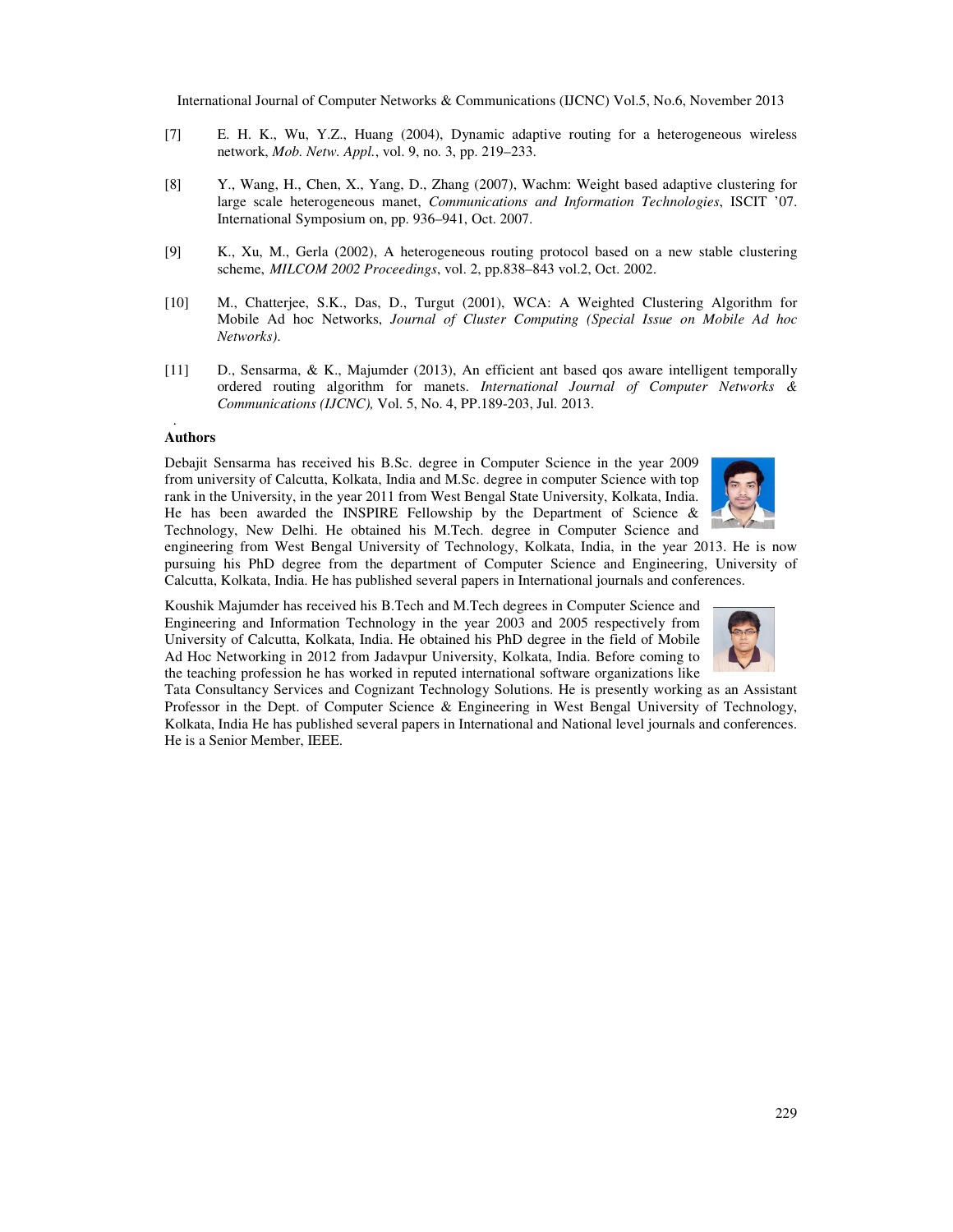[7] E. H. K., Wu, Y.Z., Huang (2004), Dynamic adaptive routing for a heterogeneous wireless network, *Mob. Netw. Appl.*, vol. 9, no. 3, pp. 219–233.

[8] Y., Wang, H., Chen, X., Yang, D., Zhang (2007), Wachm: Weight based adaptive clustering for large scale heterogeneous manet, *Communications and Information Technologies*, ISCIT '07. International Symposium on, pp. 936–941, Oct. 2007.

[9] K., Xu, M., Gerla (2002), A heterogeneous routing protocol based on a new stable clustering scheme, *MILCOM 2002 Proceedings*, vol. 2, pp.838–843 vol.2, Oct. 2002.

[10] M., Chatterjee, S.K., Das, D., Turgut (2001), WCA: A Weighted Clustering Algorithm for Mobile Ad hoc Networks, *Journal of Cluster Computing (Special Issue on Mobile Ad hoc Networks)*.

[11] D., Sensarma, & K., Majumder (2013), An efficient ant based qos aware intelligent temporally ordered routing algorithm for manets. *International Journal of Computer Networks & Communications (IJCNC),* Vol. 5, No. 4, PP.189-203, Jul. 2013.

**Authors**

Debajit Sensarma has received his B.Sc. degree in Computer Science in the year 2009 from university of Calcutta, Kolkata, India and M.Sc. degree in computer Science with top rank in the University, in the year 2011 from West Bengal State University, Kolkata, India. He has been awarded the INSPIRE Fellowship by the Department of Science & Technology, New Delhi. He obtained his M.Tech. degree in Computer Science and engineering from West Bengal University of Technology, Kolkata, India, in the year 2013. He is now pursuing his PhD degree from the department of Computer Science and Engineering, University of Calcutta, Kolkata, India. He has published several papers in International journals and conferences.

Koushik Majumder has received his B.Tech and M.Tech degrees in Computer Science and Engineering and Information Technology in the year 2003 and 2005 respectively from University of Calcutta, Kolkata, India. He obtained his PhD degree in the field of Mobile Ad Hoc Networking in 2012 from Jadavpur University, Kolkata, India. Before coming to the teaching profession he has worked in reputed international software organizations like Tata Consultancy Services and Cognizant Technology Solutions. He is presently working as an Assistant Professor in the Dept. of Computer Science & Engineering in West Bengal University of Technology, Kolkata, India He has published several papers in International and National level journals and conferences. He is a Senior Member, IEEE.